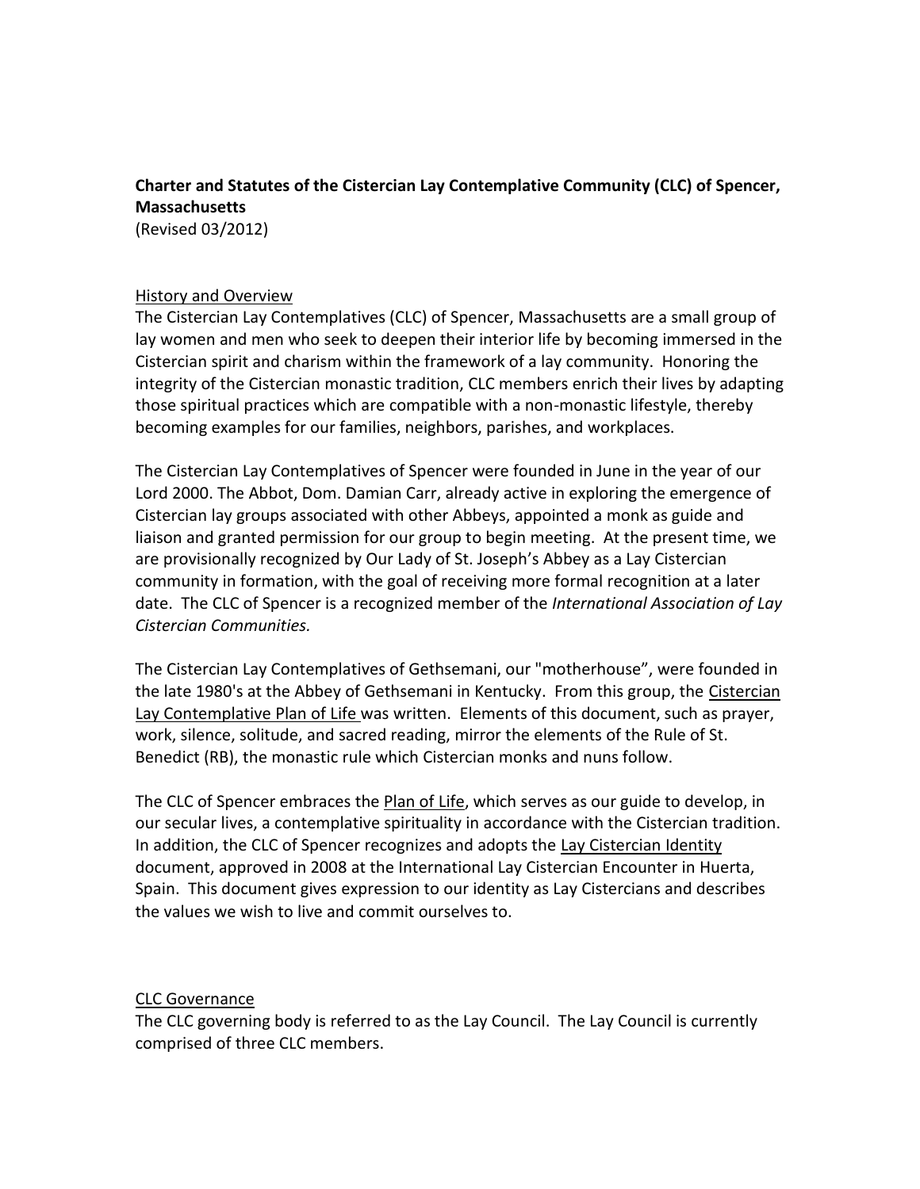**Charter and Statutes of the Cistercian Lay Contemplative Community (CLC) of Spencer, Massachusetts**
(Revised 03/2012)

## History and Overview

The Cistercian Lay Contemplatives (CLC) of Spencer, Massachusetts are a small group of lay women and men who seek to deepen their interior life by becoming immersed in the Cistercian spirit and charism within the framework of a lay community. Honoring the integrity of the Cistercian monastic tradition, CLC members enrich their lives by adapting those spiritual practices which are compatible with a non-monastic lifestyle, thereby becoming examples for our families, neighbors, parishes, and workplaces.

The Cistercian Lay Contemplatives of Spencer were founded in June in the year of our Lord 2000. The Abbot, Dom. Damian Carr, already active in exploring the emergence of Cistercian lay groups associated with other Abbeys, appointed a monk as guide and liaison and granted permission for our group to begin meeting. At the present time, we are provisionally recognized by Our Lady of St. Joseph's Abbey as a Lay Cistercian community in formation, with the goal of receiving more formal recognition at a later date. The CLC of Spencer is a recognized member of the *International Association of Lay Cistercian Communities.*

The Cistercian Lay Contemplatives of Gethsemani, our "motherhouse", were founded in the late 1980's at the Abbey of Gethsemani in Kentucky. From this group, the Cistercian Lay Contemplative Plan of Life was written. Elements of this document, such as prayer, work, silence, solitude, and sacred reading, mirror the elements of the Rule of St. Benedict (RB), the monastic rule which Cistercian monks and nuns follow.

The CLC of Spencer embraces the Plan of Life, which serves as our guide to develop, in our secular lives, a contemplative spirituality in accordance with the Cistercian tradition. In addition, the CLC of Spencer recognizes and adopts the Lay Cistercian Identity document, approved in 2008 at the International Lay Cistercian Encounter in Huerta, Spain. This document gives expression to our identity as Lay Cistercians and describes the values we wish to live and commit ourselves to.

## CLC Governance

The CLC governing body is referred to as the Lay Council. The Lay Council is currently comprised of three CLC members.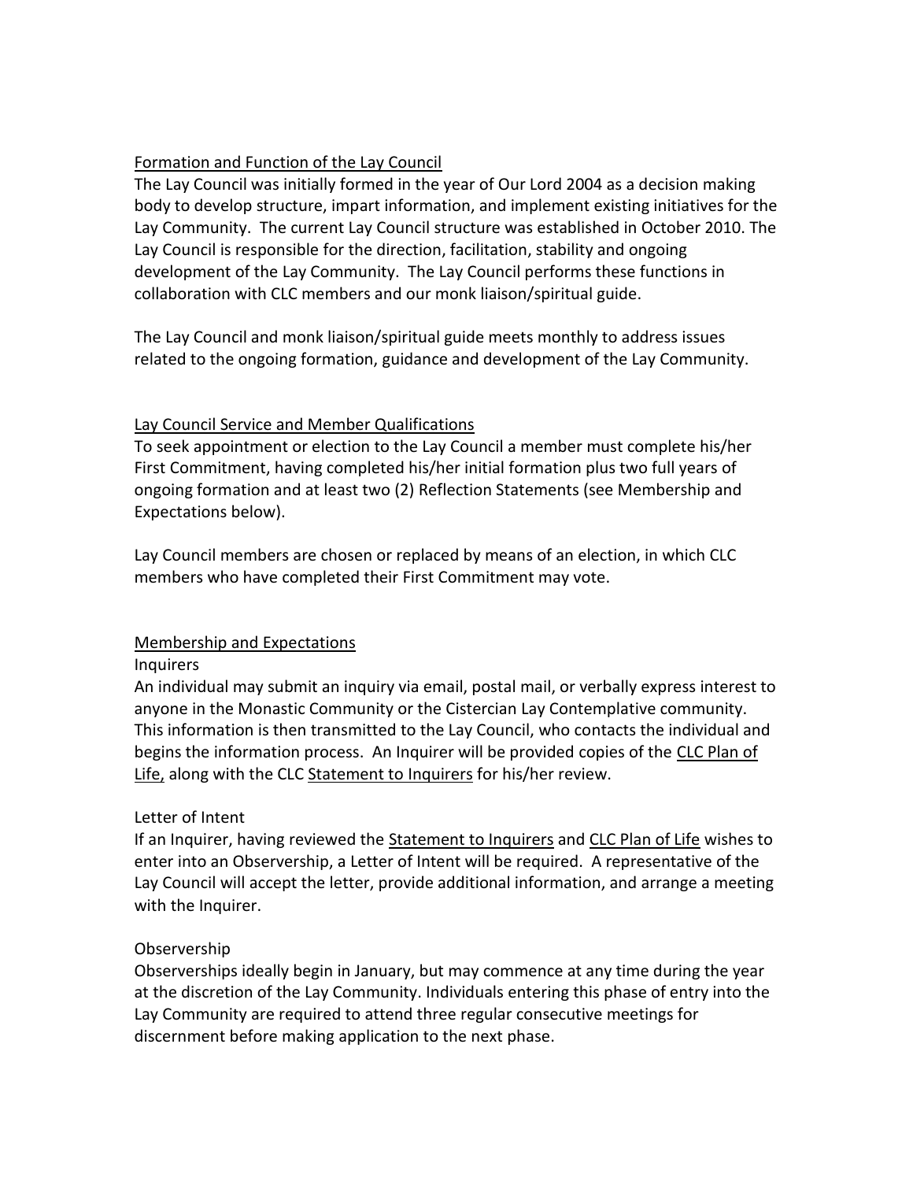## Formation and Function of the Lay Council

The Lay Council was initially formed in the year of Our Lord 2004 as a decision making body to develop structure, impart information, and implement existing initiatives for the Lay Community. The current Lay Council structure was established in October 2010. The Lay Council is responsible for the direction, facilitation, stability and ongoing development of the Lay Community. The Lay Council performs these functions in collaboration with CLC members and our monk liaison/spiritual guide.

The Lay Council and monk liaison/spiritual guide meets monthly to address issues related to the ongoing formation, guidance and development of the Lay Community.

## Lay Council Service and Member Qualifications

To seek appointment or election to the Lay Council a member must complete his/her First Commitment, having completed his/her initial formation plus two full years of ongoing formation and at least two (2) Reflection Statements (see Membership and Expectations below).

Lay Council members are chosen or replaced by means of an election, in which CLC members who have completed their First Commitment may vote.

## Membership and Expectations

### Inquirers

An individual may submit an inquiry via email, postal mail, or verbally express interest to anyone in the Monastic Community or the Cistercian Lay Contemplative community. This information is then transmitted to the Lay Council, who contacts the individual and begins the information process. An Inquirer will be provided copies of the CLC Plan of Life, along with the CLC Statement to Inquirers for his/her review.

### Letter of Intent

If an Inquirer, having reviewed the Statement to Inquirers and CLC Plan of Life wishes to enter into an Observership, a Letter of Intent will be required. A representative of the Lay Council will accept the letter, provide additional information, and arrange a meeting with the Inquirer.

### Observership

Observerships ideally begin in January, but may commence at any time during the year at the discretion of the Lay Community. Individuals entering this phase of entry into the Lay Community are required to attend three regular consecutive meetings for discernment before making application to the next phase.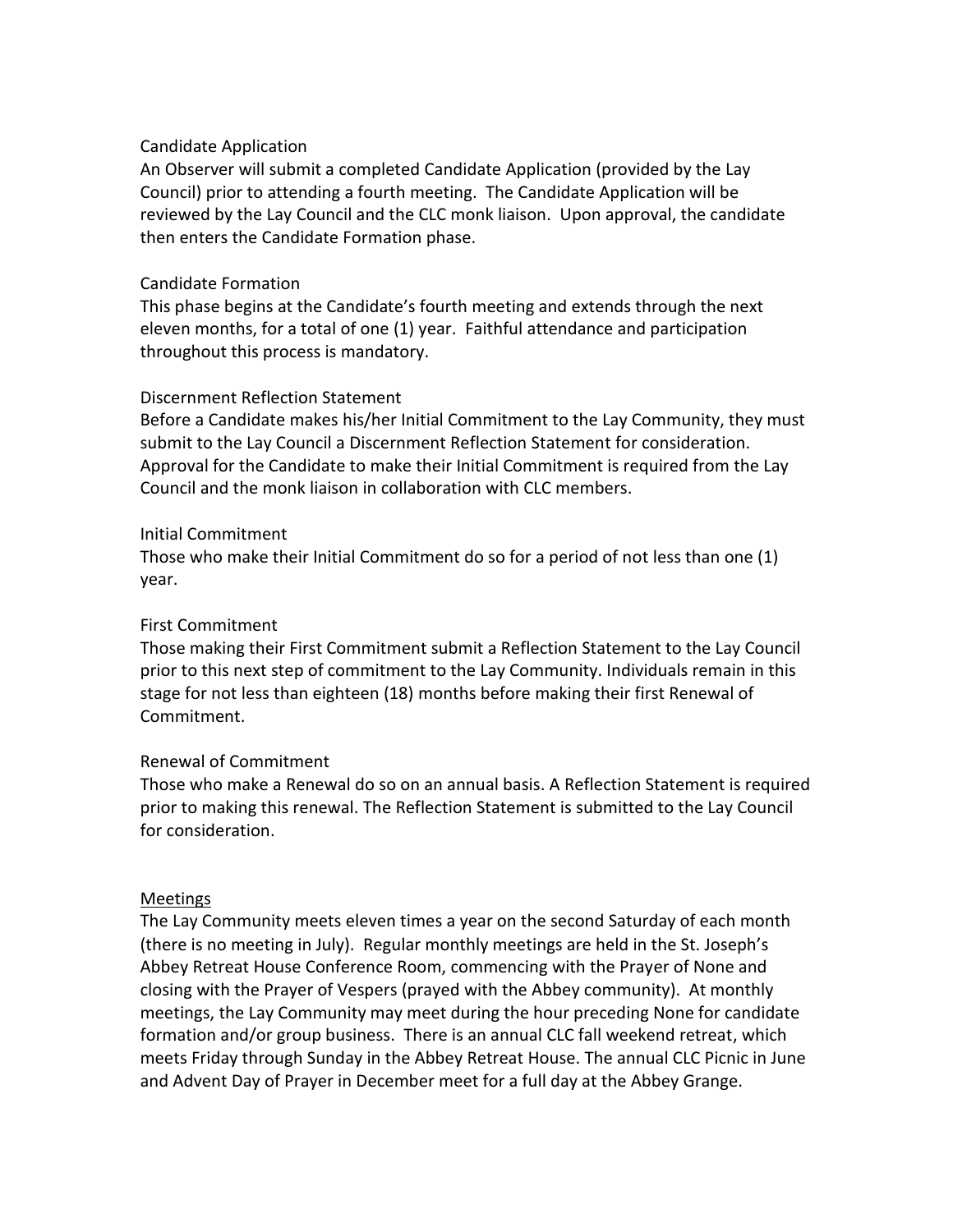### Candidate Application

An Observer will submit a completed Candidate Application (provided by the Lay Council) prior to attending a fourth meeting. The Candidate Application will be reviewed by the Lay Council and the CLC monk liaison. Upon approval, the candidate then enters the Candidate Formation phase.

### Candidate Formation

This phase begins at the Candidate's fourth meeting and extends through the next eleven months, for a total of one (1) year. Faithful attendance and participation throughout this process is mandatory.

### Discernment Reflection Statement

Before a Candidate makes his/her Initial Commitment to the Lay Community, they must submit to the Lay Council a Discernment Reflection Statement for consideration. Approval for the Candidate to make their Initial Commitment is required from the Lay Council and the monk liaison in collaboration with CLC members.

### Initial Commitment

Those who make their Initial Commitment do so for a period of not less than one (1) year.

### First Commitment

Those making their First Commitment submit a Reflection Statement to the Lay Council prior to this next step of commitment to the Lay Community. Individuals remain in this stage for not less than eighteen (18) months before making their first Renewal of Commitment.

### Renewal of Commitment

Those who make a Renewal do so on an annual basis. A Reflection Statement is required prior to making this renewal. The Reflection Statement is submitted to the Lay Council for consideration.

## Meetings

The Lay Community meets eleven times a year on the second Saturday of each month (there is no meeting in July). Regular monthly meetings are held in the St. Joseph's Abbey Retreat House Conference Room, commencing with the Prayer of None and closing with the Prayer of Vespers (prayed with the Abbey community). At monthly meetings, the Lay Community may meet during the hour preceding None for candidate formation and/or group business. There is an annual CLC fall weekend retreat, which meets Friday through Sunday in the Abbey Retreat House. The annual CLC Picnic in June and Advent Day of Prayer in December meet for a full day at the Abbey Grange.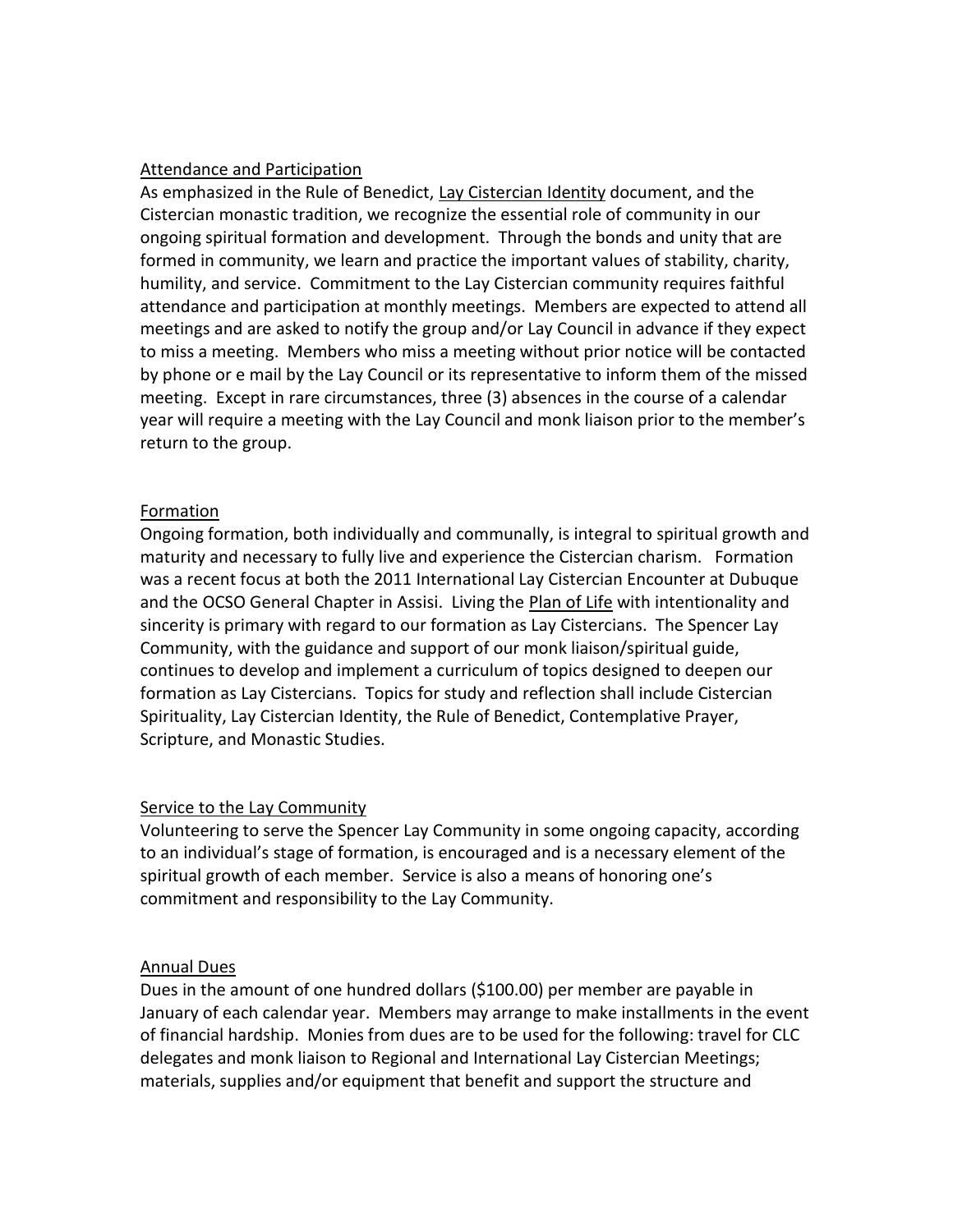## Attendance and Participation

As emphasized in the Rule of Benedict, Lay Cistercian Identity document, and the Cistercian monastic tradition, we recognize the essential role of community in our ongoing spiritual formation and development. Through the bonds and unity that are formed in community, we learn and practice the important values of stability, charity, humility, and service. Commitment to the Lay Cistercian community requires faithful attendance and participation at monthly meetings. Members are expected to attend all meetings and are asked to notify the group and/or Lay Council in advance if they expect to miss a meeting. Members who miss a meeting without prior notice will be contacted by phone or e mail by the Lay Council or its representative to inform them of the missed meeting. Except in rare circumstances, three (3) absences in the course of a calendar year will require a meeting with the Lay Council and monk liaison prior to the member's return to the group.

## Formation

Ongoing formation, both individually and communally, is integral to spiritual growth and maturity and necessary to fully live and experience the Cistercian charism. Formation was a recent focus at both the 2011 International Lay Cistercian Encounter at Dubuque and the OCSO General Chapter in Assisi. Living the Plan of Life with intentionality and sincerity is primary with regard to our formation as Lay Cistercians. The Spencer Lay Community, with the guidance and support of our monk liaison/spiritual guide, continues to develop and implement a curriculum of topics designed to deepen our formation as Lay Cistercians. Topics for study and reflection shall include Cistercian Spirituality, Lay Cistercian Identity, the Rule of Benedict, Contemplative Prayer, Scripture, and Monastic Studies.

## Service to the Lay Community

Volunteering to serve the Spencer Lay Community in some ongoing capacity, according to an individual's stage of formation, is encouraged and is a necessary element of the spiritual growth of each member. Service is also a means of honoring one's commitment and responsibility to the Lay Community.

## Annual Dues

Dues in the amount of one hundred dollars ($100.00) per member are payable in January of each calendar year. Members may arrange to make installments in the event of financial hardship. Monies from dues are to be used for the following: travel for CLC delegates and monk liaison to Regional and International Lay Cistercian Meetings; materials, supplies and/or equipment that benefit and support the structure and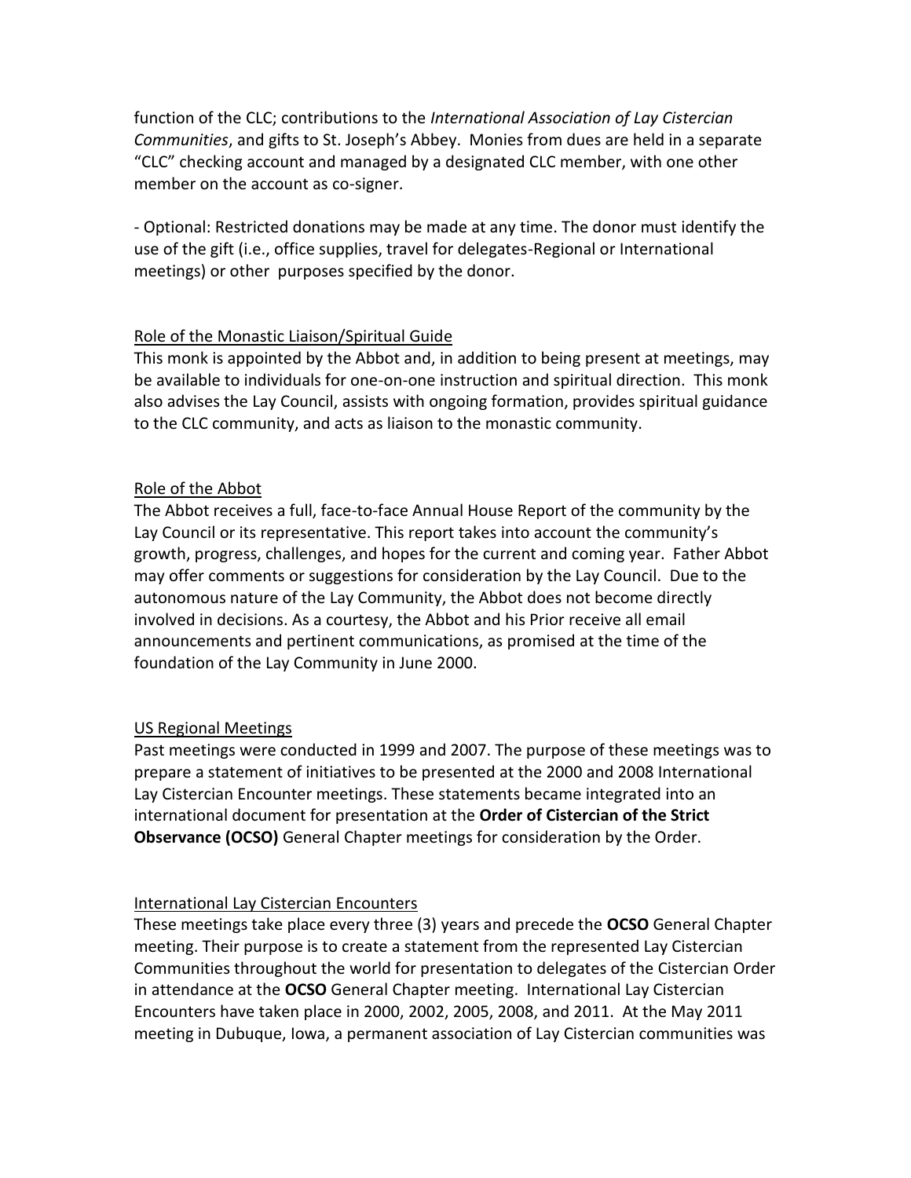function of the CLC; contributions to the *International Association of Lay Cistercian Communities*, and gifts to St. Joseph's Abbey. Monies from dues are held in a separate "CLC" checking account and managed by a designated CLC member, with one other member on the account as co-signer.

- Optional: Restricted donations may be made at any time. The donor must identify the use of the gift (i.e., office supplies, travel for delegates-Regional or International meetings) or other purposes specified by the donor.

## Role of the Monastic Liaison/Spiritual Guide

This monk is appointed by the Abbot and, in addition to being present at meetings, may be available to individuals for one-on-one instruction and spiritual direction. This monk also advises the Lay Council, assists with ongoing formation, provides spiritual guidance to the CLC community, and acts as liaison to the monastic community.

## Role of the Abbot

The Abbot receives a full, face-to-face Annual House Report of the community by the Lay Council or its representative. This report takes into account the community's growth, progress, challenges, and hopes for the current and coming year. Father Abbot may offer comments or suggestions for consideration by the Lay Council. Due to the autonomous nature of the Lay Community, the Abbot does not become directly involved in decisions. As a courtesy, the Abbot and his Prior receive all email announcements and pertinent communications, as promised at the time of the foundation of the Lay Community in June 2000.

## US Regional Meetings

Past meetings were conducted in 1999 and 2007. The purpose of these meetings was to prepare a statement of initiatives to be presented at the 2000 and 2008 International Lay Cistercian Encounter meetings. These statements became integrated into an international document for presentation at the **Order of Cistercian of the Strict Observance (OCSO)** General Chapter meetings for consideration by the Order.

## International Lay Cistercian Encounters

These meetings take place every three (3) years and precede the **OCSO** General Chapter meeting. Their purpose is to create a statement from the represented Lay Cistercian Communities throughout the world for presentation to delegates of the Cistercian Order in attendance at the **OCSO** General Chapter meeting. International Lay Cistercian Encounters have taken place in 2000, 2002, 2005, 2008, and 2011. At the May 2011 meeting in Dubuque, Iowa, a permanent association of Lay Cistercian communities was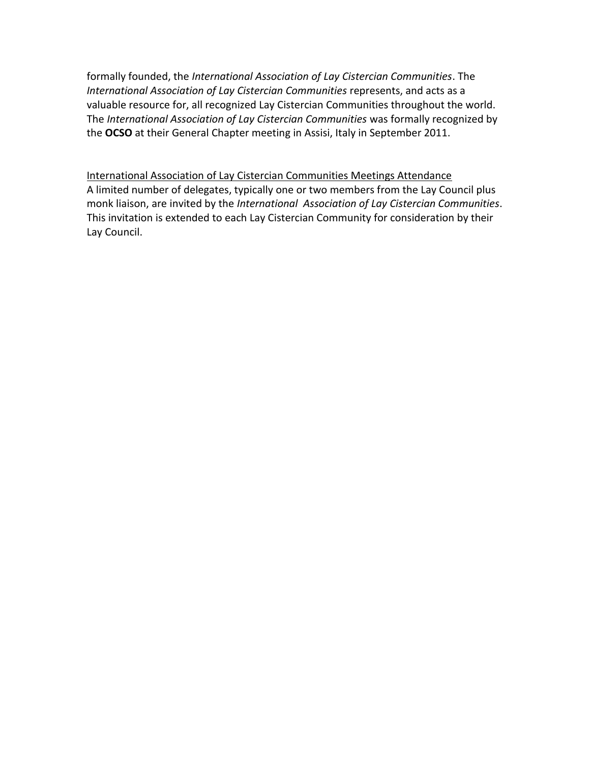formally founded, the *International Association of Lay Cistercian Communities*. The *International Association of Lay Cistercian Communities* represents, and acts as a valuable resource for, all recognized Lay Cistercian Communities throughout the world. The *International Association of Lay Cistercian Communities* was formally recognized by the **OCSO** at their General Chapter meeting in Assisi, Italy in September 2011.

<u>International Association of Lay Cistercian Communities Meetings Attendance</u>

A limited number of delegates, typically one or two members from the Lay Council plus monk liaison, are invited by the *International Association of Lay Cistercian Communities*. This invitation is extended to each Lay Cistercian Community for consideration by their Lay Council.